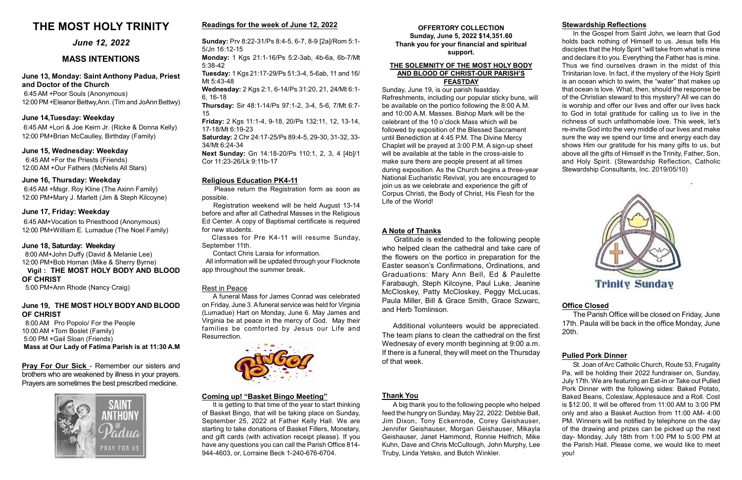# THE MOST HOLY TRINITY

*June 12, 2022*

## MASS INTENTIONS

### June 13, Monday: Saint Anthony Padua, Priest and Doctor of the Church

6:45 AM +Poor Souls (Anonymous)
12:00 PM +Eleanor Bettwy,Ann. (Tim and JoAnn Bettwy)

### June 14,Tuesday: Weekday

6:45 AM +Lori & Joe Keirn Jr. (Ricke & Donna Kelly)
12:00 PM+Brian McCaulley, Birthday (Family)

### June 15, Wednesday: Weekday

6:45 AM +For the Priests (Friends)
12:00 AM +Our Fathers (McNelis All Stars)

### June 16, Thursday: Weekday

6:45 AM +Msgr. Roy Kline (The Axinn Family)
12:00 PM+Mary J. Marlett (Jim & Steph Kilcoyne)

### June 17, Friday: Weekday

6:45 AM+Vocation to Priesthood (Anonymous)
12:00 PM+William E. Lumadue (The Noel Family)

### June 18, Saturday: Weekday

8:00 AM+John Duffy (David & Melanie Lee)
12:00 PM+Bob Homan (Mike & Sherry Byrne)
**Vigil : THE MOST HOLY BODY AND BLOOD OF CHRIST**
5:00 PM+Ann Rhode (Nancy Craig)

### June 19, THE MOST HOLY BODY AND BLOOD OF CHRIST

8:00 AM Pro Popolo/ For the People
10:00 AM +Tom Boslet (Family)
5:00 PM +Gail Sloan (Friends)
**Mass at Our Lady of Fatima Parish is at 11:30 A.M**

**Pray For Our Sick** - Remember our sisters and brothers who are weakened by illness in your prayers. Prayers are sometimes the best prescribed medicine.

## Readings for the week of June 12, 2022

**Sunday:** Prv 8:22-31/Ps 8:4-5, 6-7, 8-9 [2a]/Rom 5:1-5/Jn 16:12-15
**Monday:** 1 Kgs 21:1-16/Ps 5:2-3ab, 4b-6a, 6b-7/Mt 5:38-42
**Tuesday:** 1 Kgs 21:17-29/Ps 51:3-4, 5-6ab, 11 and 16/ Mt 5:43-48
**Wednesday:** 2 Kgs 2:1, 6-14/Ps 31:20, 21, 24/Mt 6:1-6, 16-18
**Thursday:** Sir 48:1-14/Ps 97:1-2, 3-4, 5-6, 7/Mt 6:7-15
**Friday:** 2 Kgs 11:1-4, 9-18, 20/Ps 132:11, 12, 13-14, 17-18/Mt 6:19-23
**Saturday:** 2 Chr 24:17-25/Ps 89:4-5, 29-30, 31-32, 33-34/Mt 6:24-34
**Next Sunday:** Gn 14:18-20/Ps 110:1, 2, 3, 4 [4b]/1 Cor 11:23-26/Lk 9:11b-17

## Religious Education PK4-11

Please return the Registration form as soon as possible.

Registration weekend will be held August 13-14 before and after all Cathedral Masses in the Religious Ed Center. A copy of Baptismal certificate is required for new students.

Classes for Pre K4-11 will resume Sunday, September 11th.

Contact Chris Laraia for information.

All information will be updated through your Flocknote app throughout the summer break.

## Rest in Peace

A funeral Mass for James Conrad was celebrated on Friday, June 3. A funeral service was held for Virginia (Lumadue) Hart on Monday, June 6. May James and Virginia be at peace in the mercy of God. May their families be comforted by Jesus our Life and Resurrection.

## Coming up! "Basket Bingo Meeting"

It is getting to that time of the year to start thinking of Basket Bingo, that will be taking place on Sunday, September 25, 2022 at Father Kelly Hall. We are starting to take donations of Basket Fillers, Monetary, and gift cards (with activation receipt please). If you have any questions you can call the Parish Office 814-944-4603, or, Lorraine Beck 1-240-676-6704.

**OFFERTORY COLLECTION**
**Sunday, June 5, 2022 $14,351.60**
**Thank you for your financial and spiritual support.**

## THE SOLEMNITY OF THE MOST HOLY BODY AND BLOOD OF CHRIST-OUR PARISH'S FEASTDAY

Sunday, June 19, is our parish feastday. Refreshments, including our popular sticky buns, will be available on the portico following the 8:00 A.M. and 10:00 A.M. Masses. Bishop Mark will be the celebrant of the 10 o'clock Mass which will be followed by exposition of the Blessed Sacrament until Benediction at 4:45 P.M. The Divine Mercy Chaplet will be prayed at 3:00 P.M. A sign-up sheet will be available at the table in the cross-aisle to make sure there are people present at all times during exposition. As the Church begins a three-year National Eucharistic Revival, you are encouraged to join us as we celebrate and experience the gift of Corpus Christi, the Body of Christ, His Flesh for the Life of the World!

## A Note of Thanks

Gratitude is extended to the following people who helped clean the cathedral and take care of the flowers on the portico in preparation for the Easter season's Confirmations, Ordinations, and Graduations: Mary Ann Bell, Ed & Paulette Farabaugh, Steph Kilcoyne, Paul Luke, Jeanine McCloskey, Patty McCloskey, Peggy McLucas, Paula Miller, Bill & Grace Smith, Grace Szwarc, and Herb Tomlinson.

Additional volunteers would be appreciated. The team plans to clean the cathedral on the first Wednesay of every month beginning at 9:00 a.m. If there is a funeral, they will meet on the Thursday of that week.

## Thank You

A big thank you to the following people who helped feed the hungry on Sunday, May 22, 2022: Debbie Ball, Jim Dixon, Tony Eckenrode, Corey Geishauser, Jennifer Geishauser, Morgan Geishauser, Mikayla Geishauser, Janet Hammond, Ronnie Helfrich, Mike Kuhn, Dave and Chris McCullough, John Murphy, Lee Truby, Linda Yetsko, and Butch Winkler.

## Stewardship Reflections

In the Gospel from Saint John, we learn that God holds back nothing of Himself to us. Jesus tells His disciples that the Holy Spirit "will take from what is mine and declare it to you. Everything the Father has is mine. Thus we find ourselves drawn in the midst of this Trinitarian love. In fact, if the mystery of the Holy Spirit is an ocean which to swim, the "water" that makes up that ocean is love. What, then, should the response be of the Christian steward to this mystery? All we can do is worship and offer our lives and offer our lives back to God in total gratitude for calling us to live in the richness of such unfathomable love. This week, let's re-invite God into the very middle of our lives and make sure the way we spend our time and energy each day shows Him our gratitude for his many gifts to us, but above all the gifts of Himself in the Trinity, Father, Son, and Holy Spirit. (Stewardship Reflection, Catholic Stewardship Consultants, Inc. 2019/05/10)

Trinity Sunday

## Office Closed

The Parish Office will be closed on Friday, June 17th. Paula will be back in the office Monday, June 20th.

## Pulled Pork Dinner

St. Joan of Arc Catholic Church, Route 53, Frugality Pa, will be holding their 2022 fundraiser on, Sunday, July 17th. We are featuring an Eat-in or Take out Pulled Pork Dinner with the following sides: Baked Potato, Baked Beans, Coleslaw, Applesauce and a Roll. Cost is $12.00, It will be offered from 11:00 AM to 3:00 PM only and also a Basket Auction from 11:00 AM- 4:00 PM. Winners will be notified by telephone on the day of the drawing and prizes can be picked up the next day- Monday, July 18th from 1:00 PM to 5:00 PM at the Parish Hall. Please come, we would like to meet you!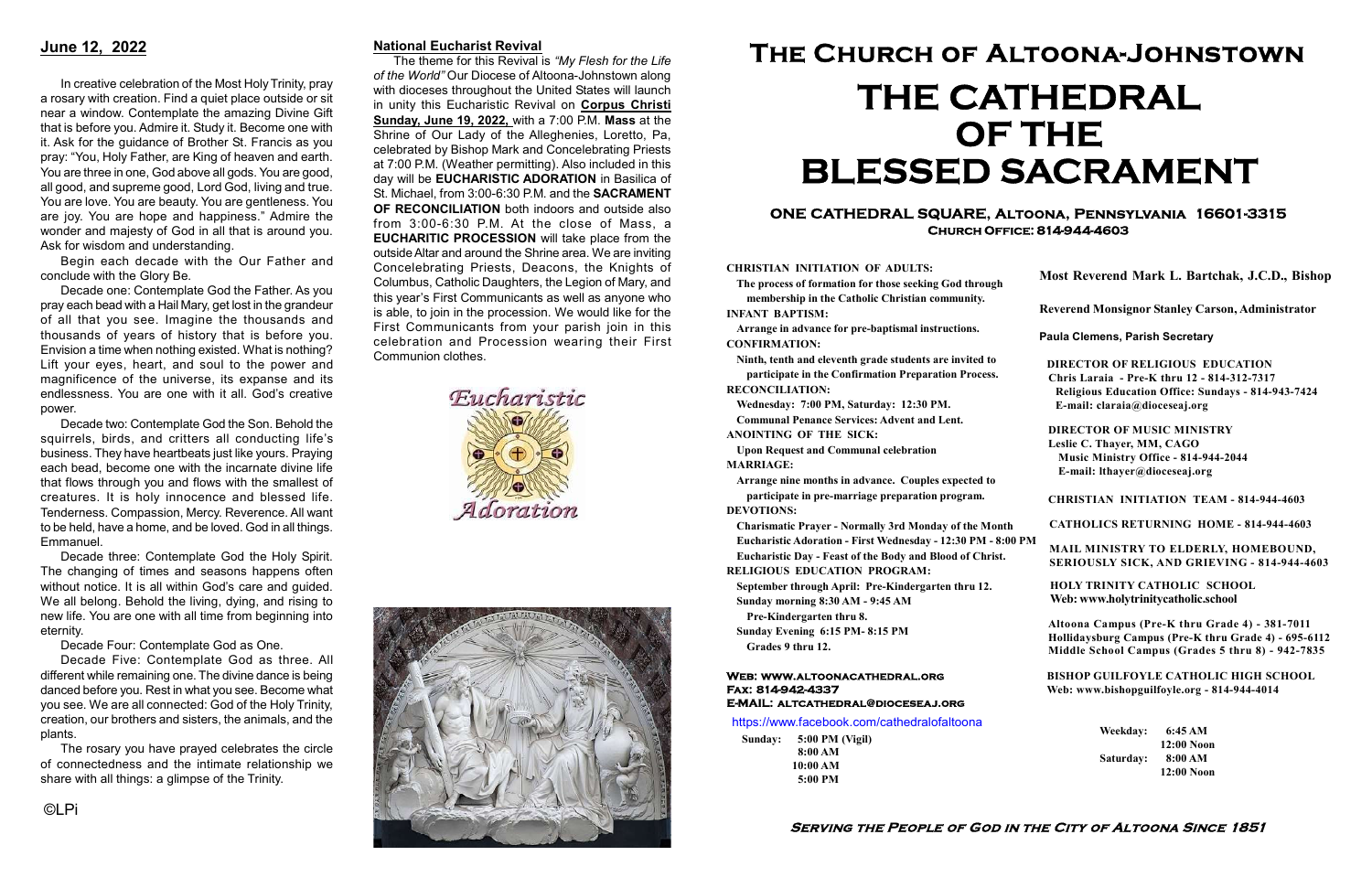## June 12, 2022

In creative celebration of the Most Holy Trinity, pray a rosary with creation. Find a quiet place outside or sit near a window. Contemplate the amazing Divine Gift that is before you. Admire it. Study it. Become one with it. Ask for the guidance of Brother St. Francis as you pray: "You, Holy Father, are King of heaven and earth. You are three in one, God above all gods. You are good, all good, and supreme good, Lord God, living and true. You are love. You are beauty. You are gentleness. You are joy. You are hope and happiness." Admire the wonder and majesty of God in all that is around you. Ask for wisdom and understanding.

Begin each decade with the Our Father and conclude with the Glory Be.

Decade one: Contemplate God the Father. As you pray each bead with a Hail Mary, get lost in the grandeur of all that you see. Imagine the thousands and thousands of years of history that is before you. Envision a time when nothing existed. What is nothing? Lift your eyes, heart, and soul to the power and magnificence of the universe, its expanse and its endlessness. You are one with it all. God's creative power.

Decade two: Contemplate God the Son. Behold the squirrels, birds, and critters all conducting life's business. They have heartbeats just like yours. Praying each bead, become one with the incarnate divine life that flows through you and flows with the smallest of creatures. It is holy innocence and blessed life. Tenderness. Compassion, Mercy. Reverence. All want to be held, have a home, and be loved. God in all things. Emmanuel.

Decade three: Contemplate God the Holy Spirit. The changing of times and seasons happens often without notice. It is all within God's care and guided. We all belong. Behold the living, dying, and rising to new life. You are one with all time from beginning into eternity.

Decade Four: Contemplate God as One.

Decade Five: Contemplate God as three. All different while remaining one. The divine dance is being danced before you. Rest in what you see. Become what you see. We are all connected: God of the Holy Trinity, creation, our brothers and sisters, the animals, and the plants.

The rosary you have prayed celebrates the circle of connectedness and the intimate relationship we share with all things: a glimpse of the Trinity.

©LPi

### National Eucharist Revival

The theme for this Revival is *"My Flesh for the Life of the World"* Our Diocese of Altoona-Johnstown along with dioceses throughout the United States will launch in unity this Eucharistic Revival on **Corpus Christi Sunday, June 19, 2022,** with a 7:00 P.M. **Mass** at the Shrine of Our Lady of the Allegheny, Loretto, Pa, celebrated by Bishop Mark and Concelebrating Priests at 7:00 P.M. (Weather permitting). Also included in this day will be **EUCHARISTIC ADORATION** in Basilica of St. Michael, from 3:00-6:30 P.M. and the **SACRAMENT OF RECONCILIATION** both indoors and outside also from 3:00-6:30 P.M. At the close of Mass, a **EUCHARITIC PROCESSION** will take place from the outside Altar and around the Shrine area. We are inviting Concelebrating Priests, Deacons, the Knights of Columbus, Catholic Daughters, the Legion of Mary, and this year's First Communicants as well as anyone who is able, to join in the procession. We would like for the First Communicants from your parish join in this celebration and Procession wearing their First Communion clothes.

*Eucharistic Adoration*

# The Church of Altoona-Johnstown

# THE CATHEDRAL OF THE BLESSED SACRAMENT

### ONE CATHEDRAL SQUARE, Altoona, Pennsylvania 16601-3315
### Church Office: 814-944-4603

**CHRISTIAN INITIATION OF ADULTS:**
The process of formation for those seeking God through membership in the Catholic Christian community.

**INFANT BAPTISM:**
Arrange in advance for pre-baptismal instructions.

**CONFIRMATION:**
Ninth, tenth and eleventh grade students are invited to participate in the Confirmation Preparation Process.

**RECONCILIATION:**
Wednesday: 7:00 PM, Saturday: 12:30 PM.
Communal Penance Services: Advent and Lent.

**ANOINTING OF THE SICK:**
Upon Request and Communal celebration

**MARRIAGE:**
Arrange nine months in advance. Couples expected to participate in pre-marriage preparation program.

**DEVOTIONS:**
Charismatic Prayer - Normally 3rd Monday of the Month
Eucharistic Adoration - First Wednesday - 12:30 PM - 8:00 PM
Eucharistic Day - Feast of the Body and Blood of Christ.

**RELIGIOUS EDUCATION PROGRAM:**
September through April: Pre-Kindergarten thru 12.
Sunday morning 8:30 AM - 9:45 AM
Pre-Kindergarten thru 8.
Sunday Evening 6:15 PM- 8:15 PM
Grades 9 thru 12.

**Web: www.altoonacathedral.org**
**Fax: 814-942-4337**
**E-MAIL: altcathedral@dioceseaj.org**

https://www.facebook.com/cathedralofaltoona

**Sunday:** 5:00 PM (Vigil), 8:00 AM, 10:00 AM, 5:00 PM

**Most Reverend Mark L. Bartchak, J.C.D., Bishop**

**Reverend Monsignor Stanley Carson, Administrator**

**Paula Clemens, Parish Secretary**

**DIRECTOR OF RELIGIOUS EDUCATION**
Chris Laraia - Pre-K thru 12 - 814-312-7317
Religious Education Office: Sundays - 814-943-7424
E-mail: claraia@dioceseaj.org

**DIRECTOR OF MUSIC MINISTRY**
Leslie C. Thayer, MM, CAGO
Music Ministry Office - 814-944-2044
E-mail: lthayer@dioceseaj.org

**CHRISTIAN INITIATION TEAM - 814-944-4603**

**CATHOLICS RETURNING HOME - 814-944-4603**

**MAIL MINISTRY TO ELDERLY, HOMEBOUND, SERIOUSLY SICK, AND GRIEVING - 814-944-4603**

**HOLY TRINITY CATHOLIC SCHOOL**
Web: www.holytrinitycatholic.school

Altoona Campus (Pre-K thru Grade 4) - 381-7011
Hollidaysburg Campus (Pre-K thru Grade 4) - 695-6112
Middle School Campus (Grades 5 thru 8) - 942-7835

**BISHOP GUILFOYLE CATHOLIC HIGH SCHOOL**
Web: www.bishopguilfoyle.org - 814-944-4014

**Weekday:** 6:45 AM, 12:00 Noon
**Saturday:** 8:00 AM, 12:00 Noon

**Serving the People of God in the City of Altoona Since 1851**